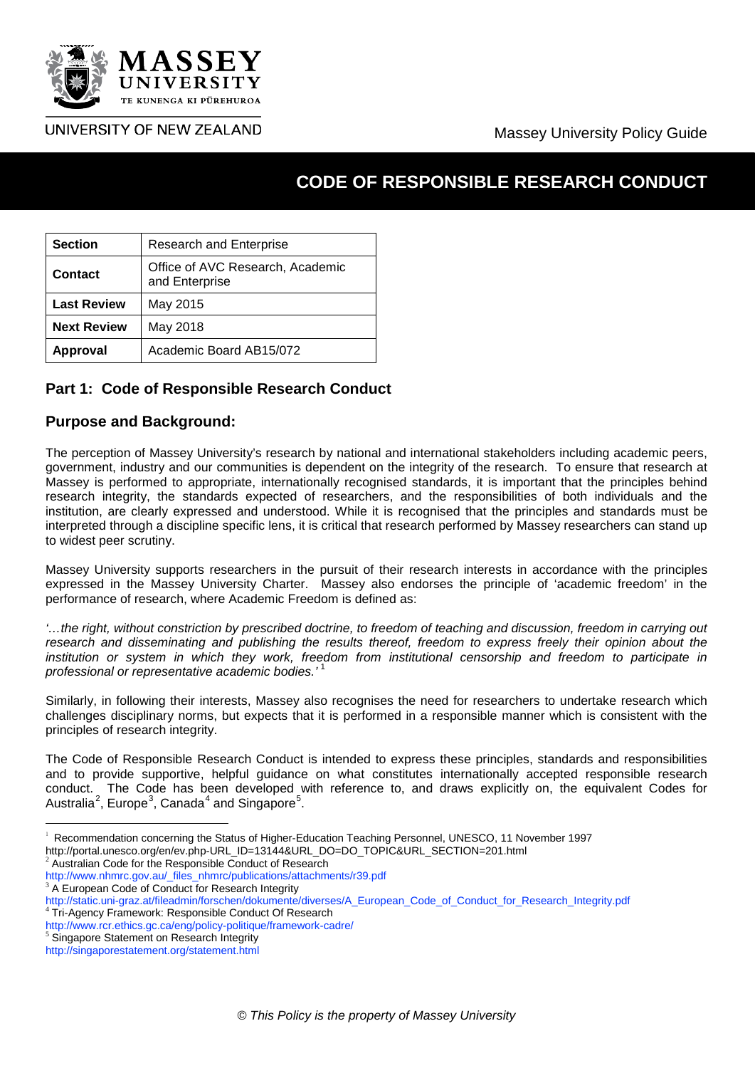MASSEY UNIVERSITY
TE KUNENGA KI PŪREHUROA
UNIVERSITY OF NEW ZEALAND

Massey University Policy Guide

# CODE OF RESPONSIBLE RESEARCH CONDUCT

| Section | Research and Enterprise |
|---|---|
| Contact | Office of AVC Research, Academic and Enterprise |
| Last Review | May 2015 |
| Next Review | May 2018 |
| Approval | Academic Board AB15/072 |

## Part 1: Code of Responsible Research Conduct

## Purpose and Background:

The perception of Massey University's research by national and international stakeholders including academic peers, government, industry and our communities is dependent on the integrity of the research. To ensure that research at Massey is performed to appropriate, internationally recognised standards, it is important that the principles behind research integrity, the standards expected of researchers, and the responsibilities of both individuals and the institution, are clearly expressed and understood. While it is recognised that the principles and standards must be interpreted through a discipline specific lens, it is critical that research performed by Massey researchers can stand up to widest peer scrutiny.

Massey University supports researchers in the pursuit of their research interests in accordance with the principles expressed in the Massey University Charter. Massey also endorses the principle of 'academic freedom' in the performance of research, where Academic Freedom is defined as:

*'…the right, without constriction by prescribed doctrine, to freedom of teaching and discussion, freedom in carrying out research and disseminating and publishing the results thereof, freedom to express freely their opinion about the institution or system in which they work, freedom from institutional censorship and freedom to participate in professional or representative academic bodies.'* [1]

Similarly, in following their interests, Massey also recognises the need for researchers to undertake research which challenges disciplinary norms, but expects that it is performed in a responsible manner which is consistent with the principles of research integrity.

The Code of Responsible Research Conduct is intended to express these principles, standards and responsibilities and to provide supportive, helpful guidance on what constitutes internationally accepted responsible research conduct. The Code has been developed with reference to, and draws explicitly on, the equivalent Codes for Australia[2], Europe[3], Canada[4] and Singapore[5].

---

[1] Recommendation concerning the Status of Higher-Education Teaching Personnel, UNESCO, 11 November 1997 http://portal.unesco.org/en/ev.php-URL_ID=13144&URL_DO=DO_TOPIC&URL_SECTION=201.html

[2] Australian Code for the Responsible Conduct of Research http://www.nhmrc.gov.au/_files_nhmrc/publications/attachments/r39.pdf

[3] A European Code of Conduct for Research Integrity http://static.uni-graz.at/fileadmin/forschen/dokumente/diverses/A_European_Code_of_Conduct_for_Research_Integrity.pdf

[4] Tri-Agency Framework: Responsible Conduct Of Research http://www.rcr.ethics.gc.ca/eng/policy-politique/framework-cadre/

[5] Singapore Statement on Research Integrity http://singaporestatement.org/statement.html

*© This Policy is the property of Massey University*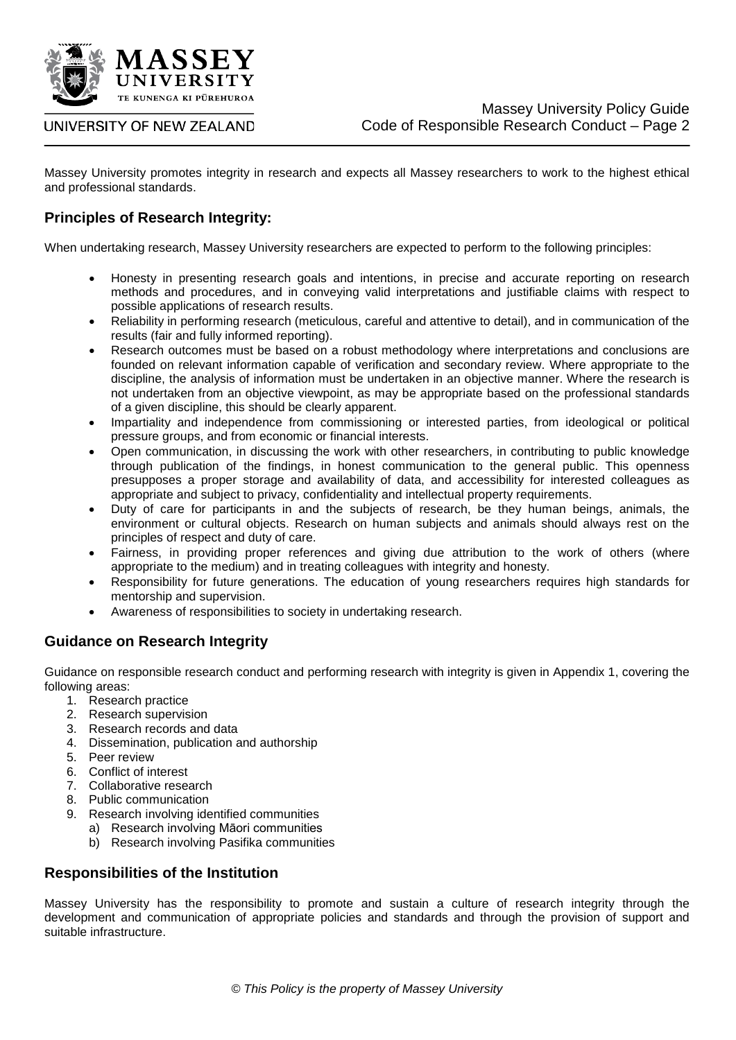Massey University promotes integrity in research and expects all Massey researchers to work to the highest ethical and professional standards.

## Principles of Research Integrity:

When undertaking research, Massey University researchers are expected to perform to the following principles:

- Honesty in presenting research goals and intentions, in precise and accurate reporting on research methods and procedures, and in conveying valid interpretations and justifiable claims with respect to possible applications of research results.
- Reliability in performing research (meticulous, careful and attentive to detail), and in communication of the results (fair and fully informed reporting).
- Research outcomes must be based on a robust methodology where interpretations and conclusions are founded on relevant information capable of verification and secondary review. Where appropriate to the discipline, the analysis of information must be undertaken in an objective manner. Where the research is not undertaken from an objective viewpoint, as may be appropriate based on the professional standards of a given discipline, this should be clearly apparent.
- Impartiality and independence from commissioning or interested parties, from ideological or political pressure groups, and from economic or financial interests.
- Open communication, in discussing the work with other researchers, in contributing to public knowledge through publication of the findings, in honest communication to the general public. This openness presupposes a proper storage and availability of data, and accessibility for interested colleagues as appropriate and subject to privacy, confidentiality and intellectual property requirements.
- Duty of care for participants in and the subjects of research, be they human beings, animals, the environment or cultural objects. Research on human subjects and animals should always rest on the principles of respect and duty of care.
- Fairness, in providing proper references and giving due attribution to the work of others (where appropriate to the medium) and in treating colleagues with integrity and honesty.
- Responsibility for future generations. The education of young researchers requires high standards for mentorship and supervision.
- Awareness of responsibilities to society in undertaking research.

## Guidance on Research Integrity

Guidance on responsible research conduct and performing research with integrity is given in Appendix 1, covering the following areas:

1. Research practice
2. Research supervision
3. Research records and data
4. Dissemination, publication and authorship
5. Peer review
6. Conflict of interest
7. Collaborative research
8. Public communication
9. Research involving identified communities
   a) Research involving Māori communities
   b) Research involving Pasifika communities

## Responsibilities of the Institution

Massey University has the responsibility to promote and sustain a culture of research integrity through the development and communication of appropriate policies and standards and through the provision of support and suitable infrastructure.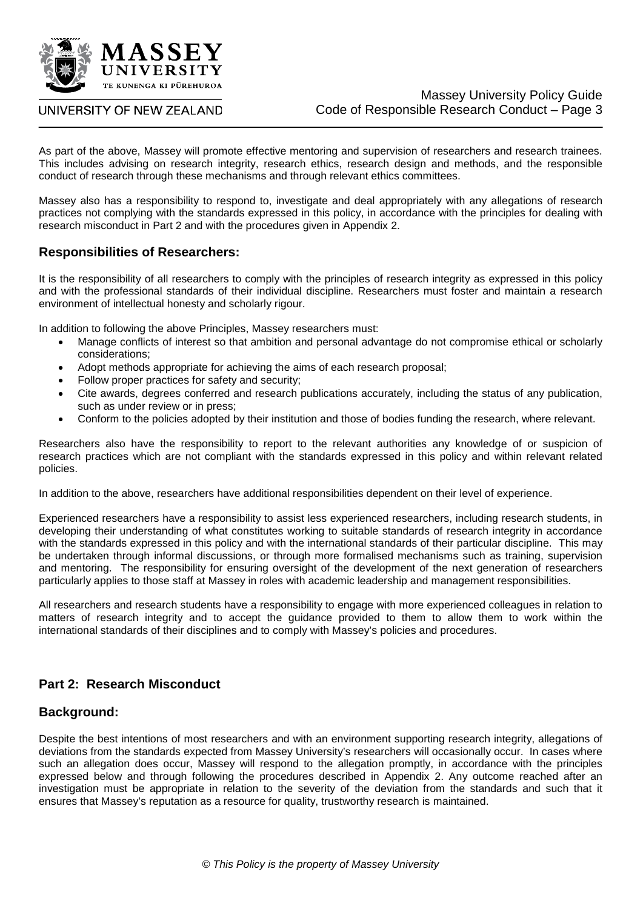As part of the above, Massey will promote effective mentoring and supervision of researchers and research trainees. This includes advising on research integrity, research ethics, research design and methods, and the responsible conduct of research through these mechanisms and through relevant ethics committees.

Massey also has a responsibility to respond to, investigate and deal appropriately with any allegations of research practices not complying with the standards expressed in this policy, in accordance with the principles for dealing with research misconduct in Part 2 and with the procedures given in Appendix 2.

### Responsibilities of Researchers:

It is the responsibility of all researchers to comply with the principles of research integrity as expressed in this policy and with the professional standards of their individual discipline. Researchers must foster and maintain a research environment of intellectual honesty and scholarly rigour.

In addition to following the above Principles, Massey researchers must:

- Manage conflicts of interest so that ambition and personal advantage do not compromise ethical or scholarly considerations;
- Adopt methods appropriate for achieving the aims of each research proposal;
- Follow proper practices for safety and security;
- Cite awards, degrees conferred and research publications accurately, including the status of any publication, such as under review or in press;
- Conform to the policies adopted by their institution and those of bodies funding the research, where relevant.

Researchers also have the responsibility to report to the relevant authorities any knowledge of or suspicion of research practices which are not compliant with the standards expressed in this policy and within relevant related policies.

In addition to the above, researchers have additional responsibilities dependent on their level of experience.

Experienced researchers have a responsibility to assist less experienced researchers, including research students, in developing their understanding of what constitutes working to suitable standards of research integrity in accordance with the standards expressed in this policy and with the international standards of their particular discipline. This may be undertaken through informal discussions, or through more formalised mechanisms such as training, supervision and mentoring. The responsibility for ensuring oversight of the development of the next generation of researchers particularly applies to those staff at Massey in roles with academic leadership and management responsibilities.

All researchers and research students have a responsibility to engage with more experienced colleagues in relation to matters of research integrity and to accept the guidance provided to them to allow them to work within the international standards of their disciplines and to comply with Massey's policies and procedures.

## Part 2: Research Misconduct

### Background:

Despite the best intentions of most researchers and with an environment supporting research integrity, allegations of deviations from the standards expected from Massey University's researchers will occasionally occur. In cases where such an allegation does occur, Massey will respond to the allegation promptly, in accordance with the principles expressed below and through following the procedures described in Appendix 2. Any outcome reached after an investigation must be appropriate in relation to the severity of the deviation from the standards and such that it ensures that Massey's reputation as a resource for quality, trustworthy research is maintained.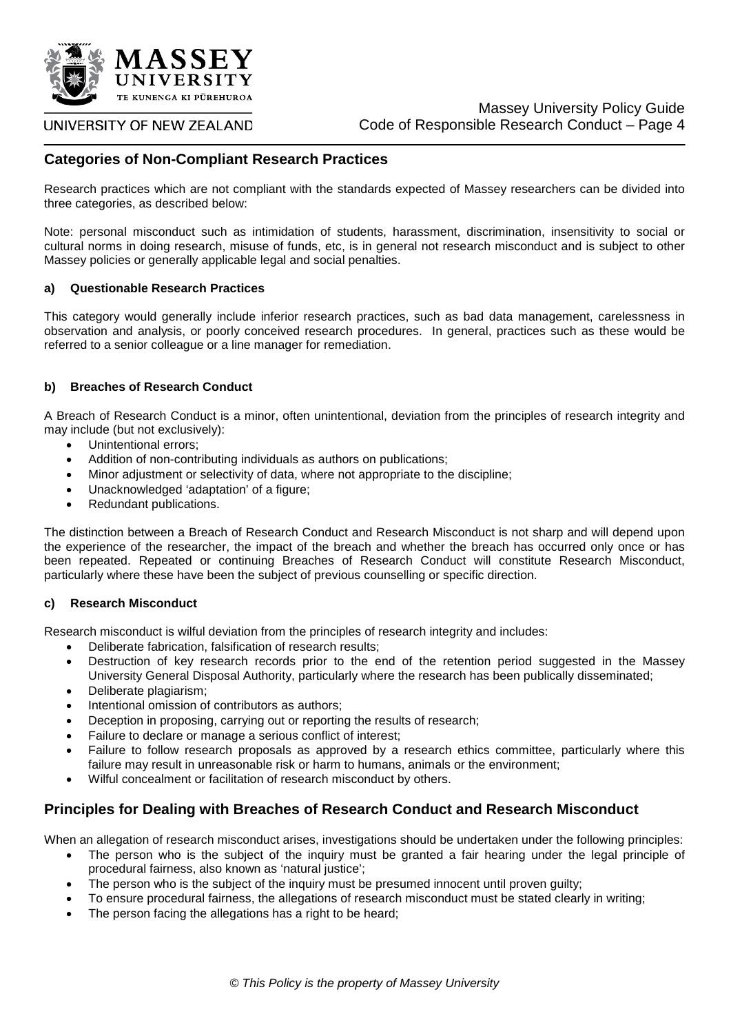## Categories of Non-Compliant Research Practices

Research practices which are not compliant with the standards expected of Massey researchers can be divided into three categories, as described below:

Note: personal misconduct such as intimidation of students, harassment, discrimination, insensitivity to social or cultural norms in doing research, misuse of funds, etc, is in general not research misconduct and is subject to other Massey policies or generally applicable legal and social penalties.

### a) Questionable Research Practices

This category would generally include inferior research practices, such as bad data management, carelessness in observation and analysis, or poorly conceived research procedures. In general, practices such as these would be referred to a senior colleague or a line manager for remediation.

### b) Breaches of Research Conduct

A Breach of Research Conduct is a minor, often unintentional, deviation from the principles of research integrity and may include (but not exclusively):

- Unintentional errors;
- Addition of non-contributing individuals as authors on publications;
- Minor adjustment or selectivity of data, where not appropriate to the discipline;
- Unacknowledged 'adaptation' of a figure;
- Redundant publications.

The distinction between a Breach of Research Conduct and Research Misconduct is not sharp and will depend upon the experience of the researcher, the impact of the breach and whether the breach has occurred only once or has been repeated. Repeated or continuing Breaches of Research Conduct will constitute Research Misconduct, particularly where these have been the subject of previous counselling or specific direction.

### c) Research Misconduct

Research misconduct is wilful deviation from the principles of research integrity and includes:

- Deliberate fabrication, falsification of research results;
- Destruction of key research records prior to the end of the retention period suggested in the Massey University General Disposal Authority, particularly where the research has been publically disseminated;
- Deliberate plagiarism;
- Intentional omission of contributors as authors;
- Deception in proposing, carrying out or reporting the results of research;
- Failure to declare or manage a serious conflict of interest;
- Failure to follow research proposals as approved by a research ethics committee, particularly where this failure may result in unreasonable risk or harm to humans, animals or the environment;
- Wilful concealment or facilitation of research misconduct by others.

## Principles for Dealing with Breaches of Research Conduct and Research Misconduct

When an allegation of research misconduct arises, investigations should be undertaken under the following principles:

- The person who is the subject of the inquiry must be granted a fair hearing under the legal principle of procedural fairness, also known as 'natural justice';
- The person who is the subject of the inquiry must be presumed innocent until proven guilty;
- To ensure procedural fairness, the allegations of research misconduct must be stated clearly in writing;
- The person facing the allegations has a right to be heard;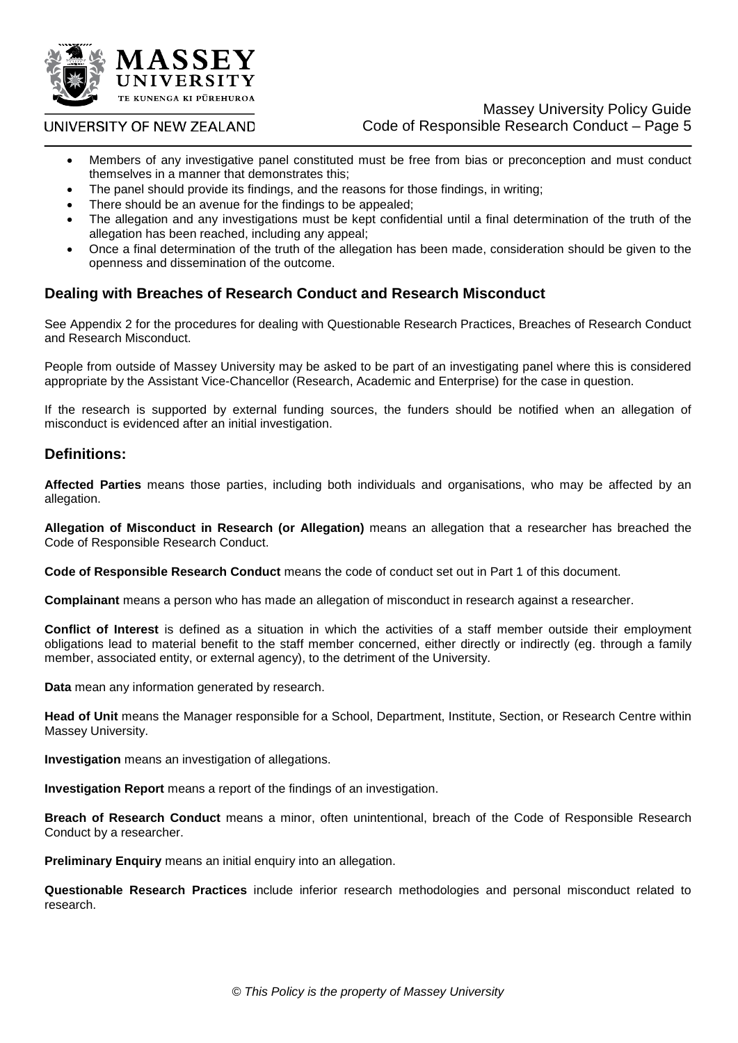- Members of any investigative panel constituted must be free from bias or preconception and must conduct themselves in a manner that demonstrates this;
- The panel should provide its findings, and the reasons for those findings, in writing;
- There should be an avenue for the findings to be appealed;
- The allegation and any investigations must be kept confidential until a final determination of the truth of the allegation has been reached, including any appeal;
- Once a final determination of the truth of the allegation has been made, consideration should be given to the openness and dissemination of the outcome.

## Dealing with Breaches of Research Conduct and Research Misconduct

See Appendix 2 for the procedures for dealing with Questionable Research Practices, Breaches of Research Conduct and Research Misconduct.

People from outside of Massey University may be asked to be part of an investigating panel where this is considered appropriate by the Assistant Vice-Chancellor (Research, Academic and Enterprise) for the case in question.

If the research is supported by external funding sources, the funders should be notified when an allegation of misconduct is evidenced after an initial investigation.

## Definitions:

**Affected Parties** means those parties, including both individuals and organisations, who may be affected by an allegation.

**Allegation of Misconduct in Research (or Allegation)** means an allegation that a researcher has breached the Code of Responsible Research Conduct.

**Code of Responsible Research Conduct** means the code of conduct set out in Part 1 of this document.

**Complainant** means a person who has made an allegation of misconduct in research against a researcher.

**Conflict of Interest** is defined as a situation in which the activities of a staff member outside their employment obligations lead to material benefit to the staff member concerned, either directly or indirectly (eg. through a family member, associated entity, or external agency), to the detriment of the University.

**Data** mean any information generated by research.

**Head of Unit** means the Manager responsible for a School, Department, Institute, Section, or Research Centre within Massey University.

**Investigation** means an investigation of allegations.

**Investigation Report** means a report of the findings of an investigation.

**Breach of Research Conduct** means a minor, often unintentional, breach of the Code of Responsible Research Conduct by a researcher.

**Preliminary Enquiry** means an initial enquiry into an allegation.

**Questionable Research Practices** include inferior research methodologies and personal misconduct related to research.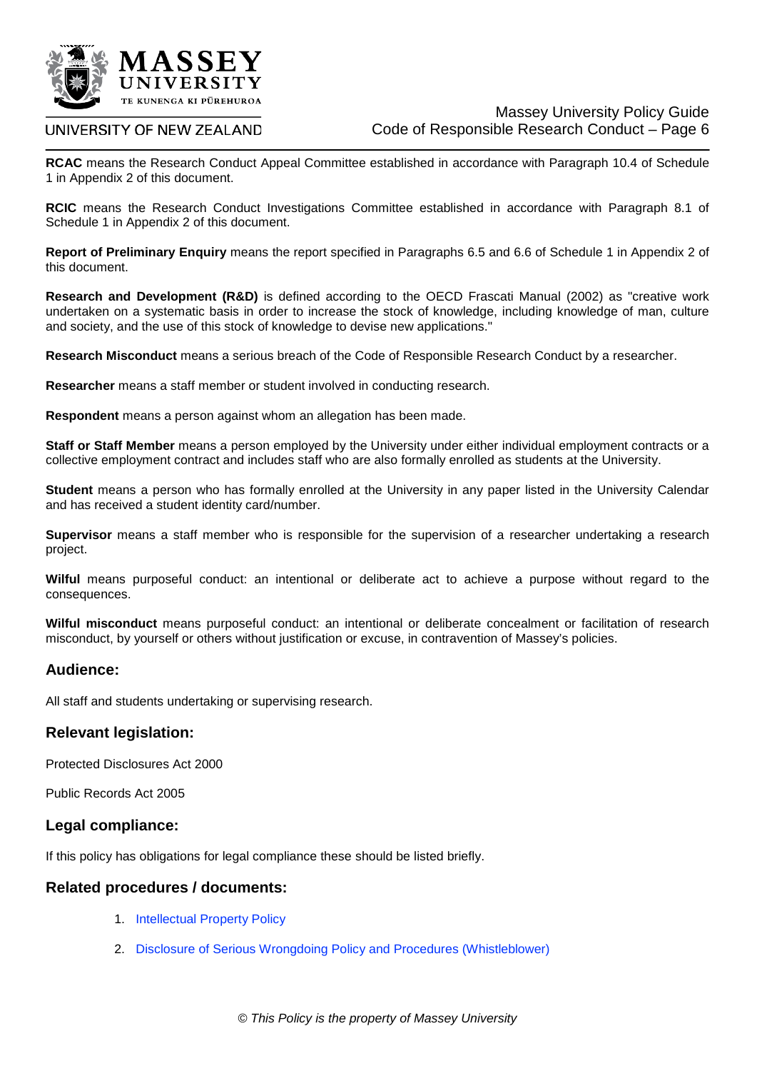**RCAC** means the Research Conduct Appeal Committee established in accordance with Paragraph 10.4 of Schedule 1 in Appendix 2 of this document.

**RCIC** means the Research Conduct Investigations Committee established in accordance with Paragraph 8.1 of Schedule 1 in Appendix 2 of this document.

**Report of Preliminary Enquiry** means the report specified in Paragraphs 6.5 and 6.6 of Schedule 1 in Appendix 2 of this document.

**Research and Development (R&D)** is defined according to the OECD Frascati Manual (2002) as "creative work undertaken on a systematic basis in order to increase the stock of knowledge, including knowledge of man, culture and society, and the use of this stock of knowledge to devise new applications."

**Research Misconduct** means a serious breach of the Code of Responsible Research Conduct by a researcher.

**Researcher** means a staff member or student involved in conducting research.

**Respondent** means a person against whom an allegation has been made.

**Staff or Staff Member** means a person employed by the University under either individual employment contracts or a collective employment contract and includes staff who are also formally enrolled as students at the University.

**Student** means a person who has formally enrolled at the University in any paper listed in the University Calendar and has received a student identity card/number.

**Supervisor** means a staff member who is responsible for the supervision of a researcher undertaking a research project.

**Wilful** means purposeful conduct: an intentional or deliberate act to achieve a purpose without regard to the consequences.

**Wilful misconduct** means purposeful conduct: an intentional or deliberate concealment or facilitation of research misconduct, by yourself or others without justification or excuse, in contravention of Massey's policies.

## Audience:

All staff and students undertaking or supervising research.

## Relevant legislation:

Protected Disclosures Act 2000

Public Records Act 2005

## Legal compliance:

If this policy has obligations for legal compliance these should be listed briefly.

## Related procedures / documents:

1. Intellectual Property Policy
2. Disclosure of Serious Wrongdoing Policy and Procedures (Whistleblower)

*© This Policy is the property of Massey University*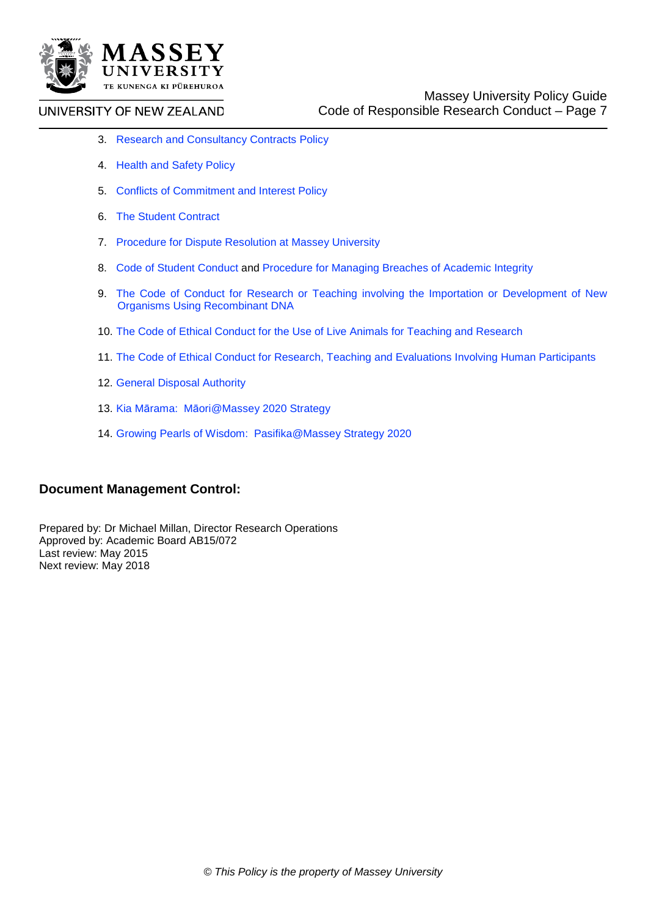3. Research and Consultancy Contracts Policy
4. Health and Safety Policy
5. Conflicts of Commitment and Interest Policy
6. The Student Contract
7. Procedure for Dispute Resolution at Massey University
8. Code of Student Conduct and Procedure for Managing Breaches of Academic Integrity
9. The Code of Conduct for Research or Teaching involving the Importation or Development of New Organisms Using Recombinant DNA
10. The Code of Ethical Conduct for the Use of Live Animals for Teaching and Research
11. The Code of Ethical Conduct for Research, Teaching and Evaluations Involving Human Participants
12. General Disposal Authority
13. Kia Mārama: Māori@Massey 2020 Strategy
14. Growing Pearls of Wisdom: Pasifika@Massey Strategy 2020

## Document Management Control:

Prepared by: Dr Michael Millan, Director Research Operations
Approved by: Academic Board AB15/072
Last review: May 2015
Next review: May 2018

*© This Policy is the property of Massey University*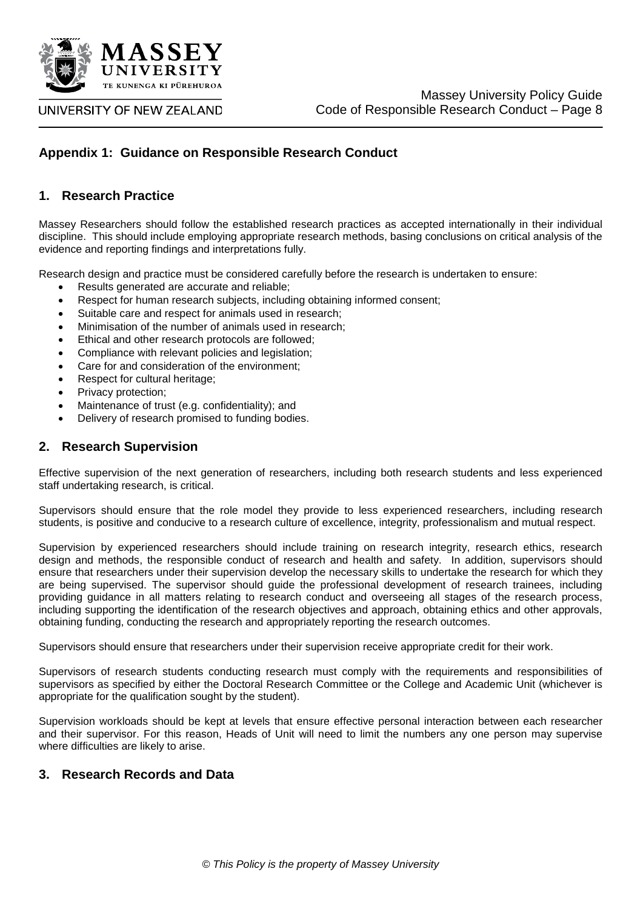## Appendix 1: Guidance on Responsible Research Conduct

### 1. Research Practice

Massey Researchers should follow the established research practices as accepted internationally in their individual discipline. This should include employing appropriate research methods, basing conclusions on critical analysis of the evidence and reporting findings and interpretations fully.

Research design and practice must be considered carefully before the research is undertaken to ensure:

- Results generated are accurate and reliable;
- Respect for human research subjects, including obtaining informed consent;
- Suitable care and respect for animals used in research;
- Minimisation of the number of animals used in research;
- Ethical and other research protocols are followed;
- Compliance with relevant policies and legislation;
- Care for and consideration of the environment;
- Respect for cultural heritage;
- Privacy protection;
- Maintenance of trust (e.g. confidentiality); and
- Delivery of research promised to funding bodies.

### 2. Research Supervision

Effective supervision of the next generation of researchers, including both research students and less experienced staff undertaking research, is critical.

Supervisors should ensure that the role model they provide to less experienced researchers, including research students, is positive and conducive to a research culture of excellence, integrity, professionalism and mutual respect.

Supervision by experienced researchers should include training on research integrity, research ethics, research design and methods, the responsible conduct of research and health and safety. In addition, supervisors should ensure that researchers under their supervision develop the necessary skills to undertake the research for which they are being supervised. The supervisor should guide the professional development of research trainees, including providing guidance in all matters relating to research conduct and overseeing all stages of the research process, including supporting the identification of the research objectives and approach, obtaining ethics and other approvals, obtaining funding, conducting the research and appropriately reporting the research outcomes.

Supervisors should ensure that researchers under their supervision receive appropriate credit for their work.

Supervisors of research students conducting research must comply with the requirements and responsibilities of supervisors as specified by either the Doctoral Research Committee or the College and Academic Unit (whichever is appropriate for the qualification sought by the student).

Supervision workloads should be kept at levels that ensure effective personal interaction between each researcher and their supervisor. For this reason, Heads of Unit will need to limit the numbers any one person may supervise where difficulties are likely to arise.

### 3. Research Records and Data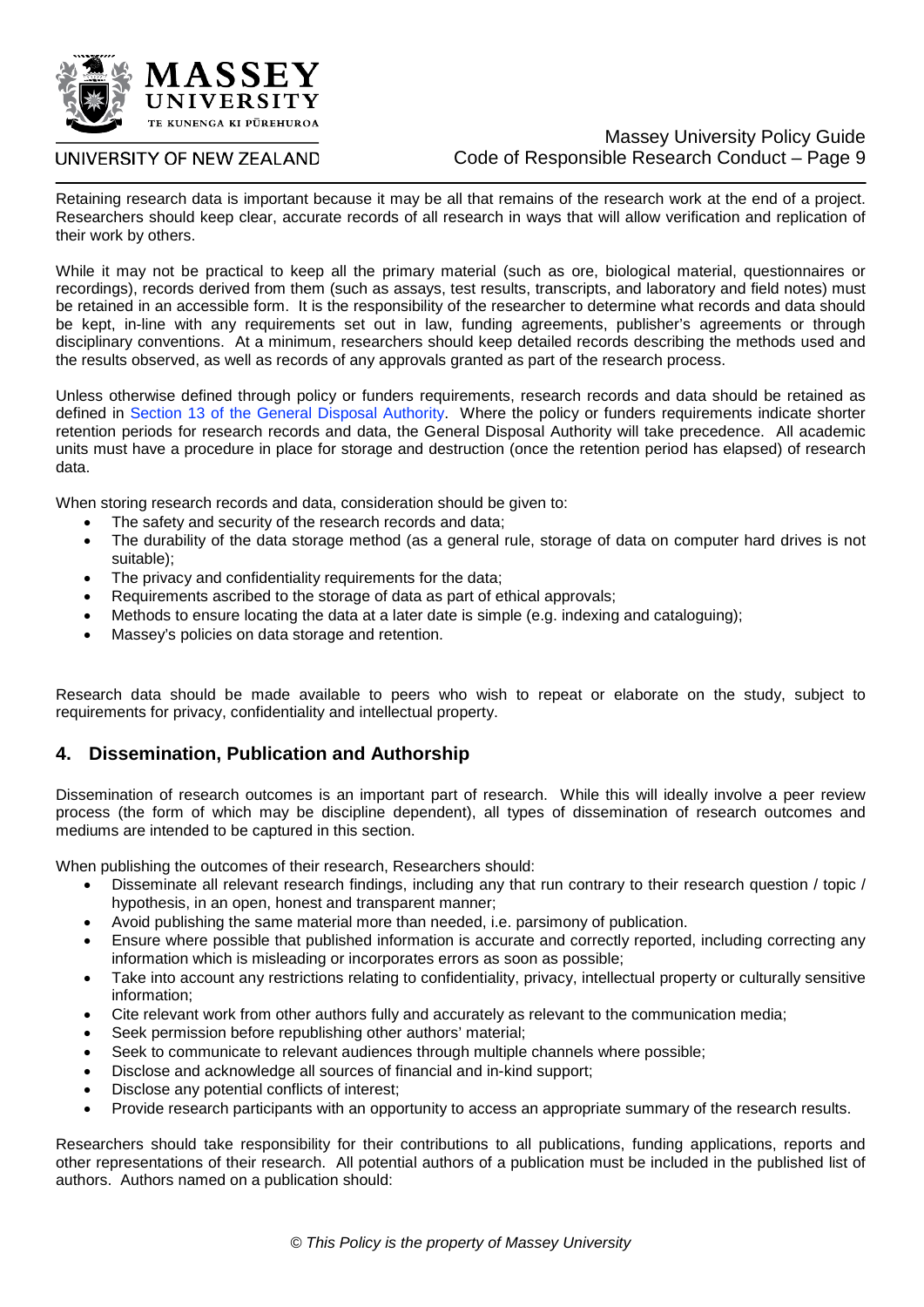Retaining research data is important because it may be all that remains of the research work at the end of a project. Researchers should keep clear, accurate records of all research in ways that will allow verification and replication of their work by others.

While it may not be practical to keep all the primary material (such as ore, biological material, questionnaires or recordings), records derived from them (such as assays, test results, transcripts, and laboratory and field notes) must be retained in an accessible form. It is the responsibility of the researcher to determine what records and data should be kept, in-line with any requirements set out in law, funding agreements, publisher's agreements or through disciplinary conventions. At a minimum, researchers should keep detailed records describing the methods used and the results observed, as well as records of any approvals granted as part of the research process.

Unless otherwise defined through policy or funders requirements, research records and data should be retained as defined in Section 13 of the General Disposal Authority. Where the policy or funders requirements indicate shorter retention periods for research records and data, the General Disposal Authority will take precedence. All academic units must have a procedure in place for storage and destruction (once the retention period has elapsed) of research data.

When storing research records and data, consideration should be given to:

- The safety and security of the research records and data;
- The durability of the data storage method (as a general rule, storage of data on computer hard drives is not suitable);
- The privacy and confidentiality requirements for the data;
- Requirements ascribed to the storage of data as part of ethical approvals;
- Methods to ensure locating the data at a later date is simple (e.g. indexing and cataloguing);
- Massey's policies on data storage and retention.

Research data should be made available to peers who wish to repeat or elaborate on the study, subject to requirements for privacy, confidentiality and intellectual property.

## 4. Dissemination, Publication and Authorship

Dissemination of research outcomes is an important part of research. While this will ideally involve a peer review process (the form of which may be discipline dependent), all types of dissemination of research outcomes and mediums are intended to be captured in this section.

When publishing the outcomes of their research, Researchers should:

- Disseminate all relevant research findings, including any that run contrary to their research question / topic / hypothesis, in an open, honest and transparent manner;
- Avoid publishing the same material more than needed, i.e. parsimony of publication.
- Ensure where possible that published information is accurate and correctly reported, including correcting any information which is misleading or incorporates errors as soon as possible;
- Take into account any restrictions relating to confidentiality, privacy, intellectual property or culturally sensitive information;
- Cite relevant work from other authors fully and accurately as relevant to the communication media;
- Seek permission before republishing other authors' material;
- Seek to communicate to relevant audiences through multiple channels where possible;
- Disclose and acknowledge all sources of financial and in-kind support;
- Disclose any potential conflicts of interest;
- Provide research participants with an opportunity to access an appropriate summary of the research results.

Researchers should take responsibility for their contributions to all publications, funding applications, reports and other representations of their research. All potential authors of a publication must be included in the published list of authors. Authors named on a publication should: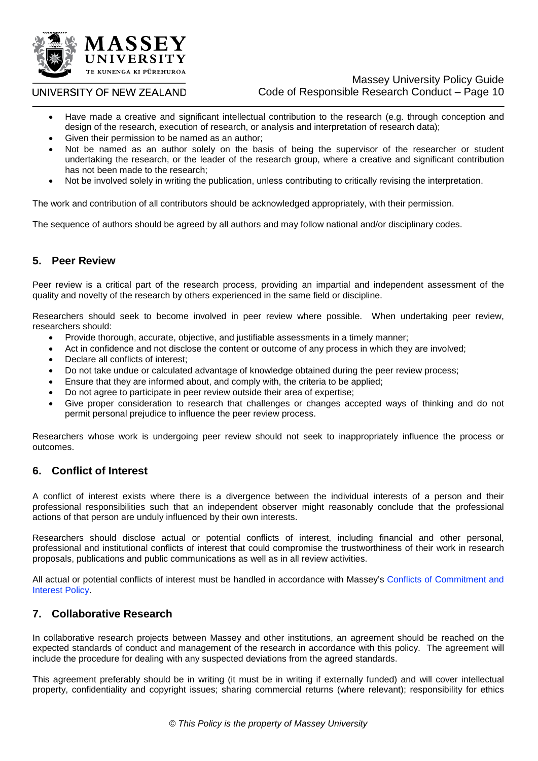- Have made a creative and significant intellectual contribution to the research (e.g. through conception and design of the research, execution of research, or analysis and interpretation of research data);
- Given their permission to be named as an author;
- Not be named as an author solely on the basis of being the supervisor of the researcher or student undertaking the research, or the leader of the research group, where a creative and significant contribution has not been made to the research;
- Not be involved solely in writing the publication, unless contributing to critically revising the interpretation.

The work and contribution of all contributors should be acknowledged appropriately, with their permission.

The sequence of authors should be agreed by all authors and may follow national and/or disciplinary codes.

## 5. Peer Review

Peer review is a critical part of the research process, providing an impartial and independent assessment of the quality and novelty of the research by others experienced in the same field or discipline.

Researchers should seek to become involved in peer review where possible. When undertaking peer review, researchers should:

- Provide thorough, accurate, objective, and justifiable assessments in a timely manner;
- Act in confidence and not disclose the content or outcome of any process in which they are involved;
- Declare all conflicts of interest;
- Do not take undue or calculated advantage of knowledge obtained during the peer review process;
- Ensure that they are informed about, and comply with, the criteria to be applied;
- Do not agree to participate in peer review outside their area of expertise;
- Give proper consideration to research that challenges or changes accepted ways of thinking and do not permit personal prejudice to influence the peer review process.

Researchers whose work is undergoing peer review should not seek to inappropriately influence the process or outcomes.

## 6. Conflict of Interest

A conflict of interest exists where there is a divergence between the individual interests of a person and their professional responsibilities such that an independent observer might reasonably conclude that the professional actions of that person are unduly influenced by their own interests.

Researchers should disclose actual or potential conflicts of interest, including financial and other personal, professional and institutional conflicts of interest that could compromise the trustworthiness of their work in research proposals, publications and public communications as well as in all review activities.

All actual or potential conflicts of interest must be handled in accordance with Massey's Conflicts of Commitment and Interest Policy.

## 7. Collaborative Research

In collaborative research projects between Massey and other institutions, an agreement should be reached on the expected standards of conduct and management of the research in accordance with this policy. The agreement will include the procedure for dealing with any suspected deviations from the agreed standards.

This agreement preferably should be in writing (it must be in writing if externally funded) and will cover intellectual property, confidentiality and copyright issues; sharing commercial returns (where relevant); responsibility for ethics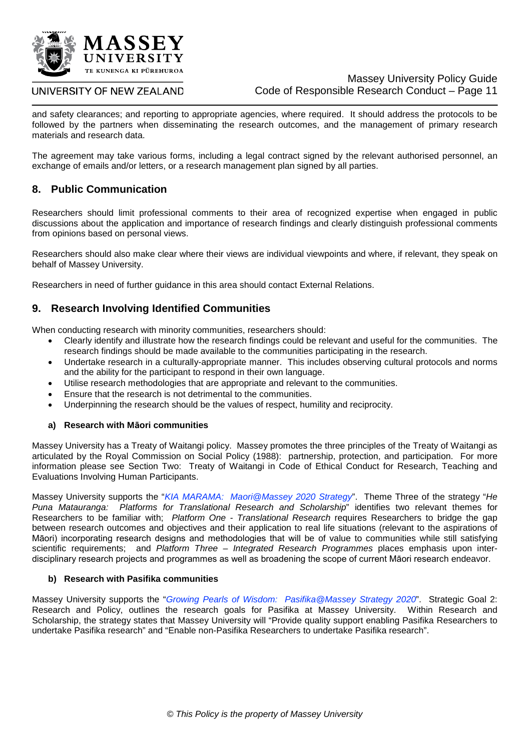and safety clearances; and reporting to appropriate agencies, where required. It should address the protocols to be followed by the partners when disseminating the research outcomes, and the management of primary research materials and research data.

The agreement may take various forms, including a legal contract signed by the relevant authorised personnel, an exchange of emails and/or letters, or a research management plan signed by all parties.

## 8. Public Communication

Researchers should limit professional comments to their area of recognized expertise when engaged in public discussions about the application and importance of research findings and clearly distinguish professional comments from opinions based on personal views.

Researchers should also make clear where their views are individual viewpoints and where, if relevant, they speak on behalf of Massey University.

Researchers in need of further guidance in this area should contact External Relations.

## 9. Research Involving Identified Communities

When conducting research with minority communities, researchers should:

- Clearly identify and illustrate how the research findings could be relevant and useful for the communities. The research findings should be made available to the communities participating in the research.
- Undertake research in a culturally-appropriate manner. This includes observing cultural protocols and norms and the ability for the participant to respond in their own language.
- Utilise research methodologies that are appropriate and relevant to the communities.
- Ensure that the research is not detrimental to the communities.
- Underpinning the research should be the values of respect, humility and reciprocity.

### a) Research with Māori communities

Massey University has a Treaty of Waitangi policy. Massey promotes the three principles of the Treaty of Waitangi as articulated by the Royal Commission on Social Policy (1988): partnership, protection, and participation. For more information please see Section Two: Treaty of Waitangi in Code of Ethical Conduct for Research, Teaching and Evaluations Involving Human Participants.

Massey University supports the "*KIA MARAMA: Maori@Massey 2020 Strategy*". Theme Three of the strategy "*He Puna Matauranga: Platforms for Translational Research and Scholarship*" identifies two relevant themes for Researchers to be familiar with; *Platform One - Translational Research* requires Researchers to bridge the gap between research outcomes and objectives and their application to real life situations (relevant to the aspirations of Māori) incorporating research designs and methodologies that will be of value to communities while still satisfying scientific requirements; and *Platform Three – Integrated Research Programmes* places emphasis upon inter-disciplinary research projects and programmes as well as broadening the scope of current Māori research endeavor.

### b) Research with Pasifika communities

Massey University supports the "*Growing Pearls of Wisdom: Pasifika@Massey Strategy 2020*". Strategic Goal 2: Research and Policy, outlines the research goals for Pasifika at Massey University. Within Research and Scholarship, the strategy states that Massey University will "Provide quality support enabling Pasifika Researchers to undertake Pasifika research" and "Enable non-Pasifika Researchers to undertake Pasifika research".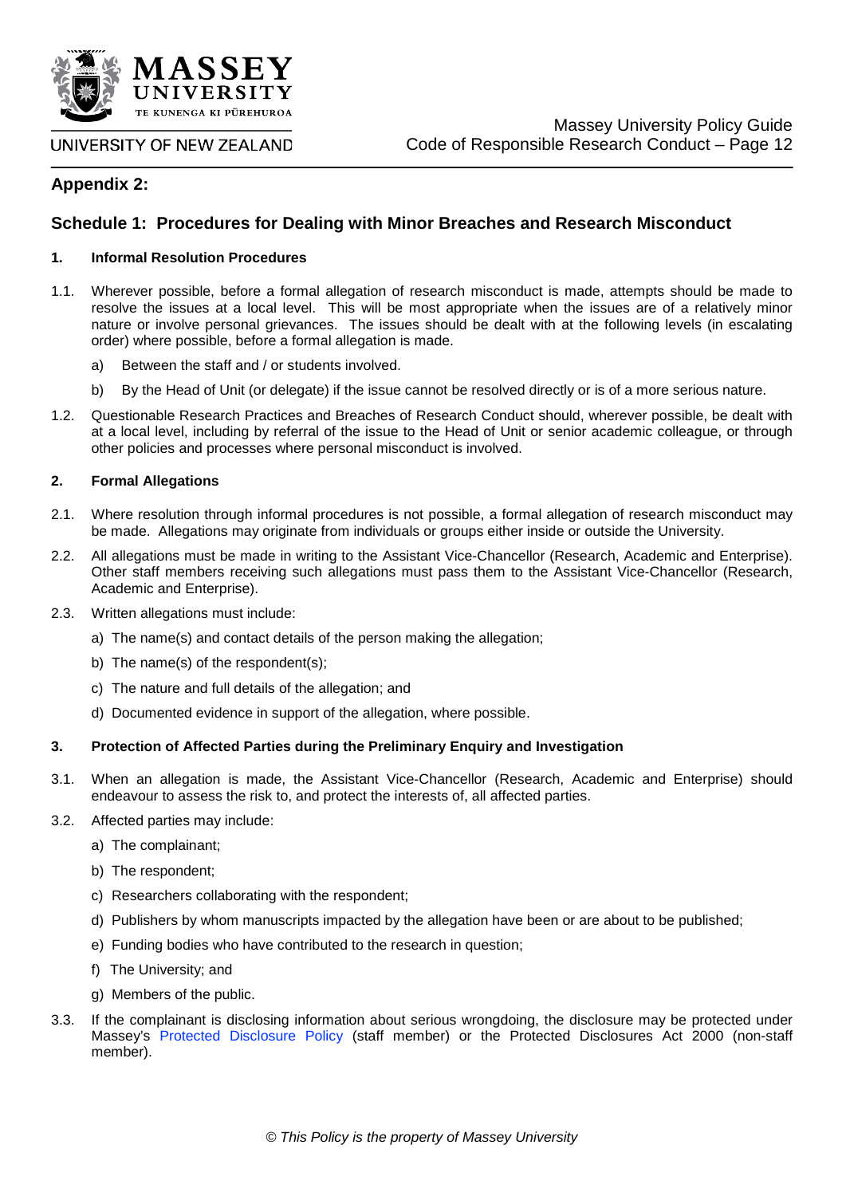## Appendix 2:

## Schedule 1: Procedures for Dealing with Minor Breaches and Research Misconduct

### 1. Informal Resolution Procedures

1.1. Wherever possible, before a formal allegation of research misconduct is made, attempts should be made to resolve the issues at a local level. This will be most appropriate when the issues are of a relatively minor nature or involve personal grievances. The issues should be dealt with at the following levels (in escalating order) where possible, before a formal allegation is made.

a) Between the staff and / or students involved.

b) By the Head of Unit (or delegate) if the issue cannot be resolved directly or is of a more serious nature.

1.2. Questionable Research Practices and Breaches of Research Conduct should, wherever possible, be dealt with at a local level, including by referral of the issue to the Head of Unit or senior academic colleague, or through other policies and processes where personal misconduct is involved.

### 2. Formal Allegations

2.1. Where resolution through informal procedures is not possible, a formal allegation of research misconduct may be made. Allegations may originate from individuals or groups either inside or outside the University.

2.2. All allegations must be made in writing to the Assistant Vice-Chancellor (Research, Academic and Enterprise). Other staff members receiving such allegations must pass them to the Assistant Vice-Chancellor (Research, Academic and Enterprise).

2.3. Written allegations must include:

a) The name(s) and contact details of the person making the allegation;

b) The name(s) of the respondent(s);

c) The nature and full details of the allegation; and

d) Documented evidence in support of the allegation, where possible.

### 3. Protection of Affected Parties during the Preliminary Enquiry and Investigation

3.1. When an allegation is made, the Assistant Vice-Chancellor (Research, Academic and Enterprise) should endeavour to assess the risk to, and protect the interests of, all affected parties.

3.2. Affected parties may include:

a) The complainant;

b) The respondent;

c) Researchers collaborating with the respondent;

d) Publishers by whom manuscripts impacted by the allegation have been or are about to be published;

e) Funding bodies who have contributed to the research in question;

f) The University; and

g) Members of the public.

3.3. If the complainant is disclosing information about serious wrongdoing, the disclosure may be protected under Massey's Protected Disclosure Policy (staff member) or the Protected Disclosures Act 2000 (non-staff member).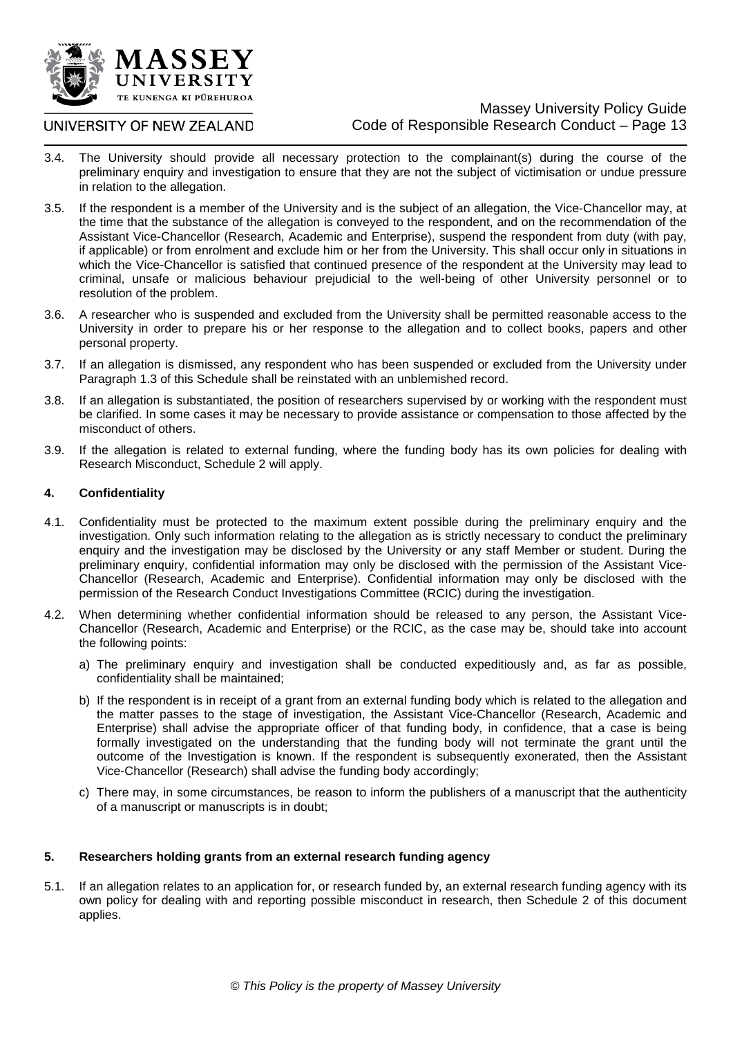3.4. The University should provide all necessary protection to the complainant(s) during the course of the preliminary enquiry and investigation to ensure that they are not the subject of victimisation or undue pressure in relation to the allegation.

3.5. If the respondent is a member of the University and is the subject of an allegation, the Vice-Chancellor may, at the time that the substance of the allegation is conveyed to the respondent, and on the recommendation of the Assistant Vice-Chancellor (Research, Academic and Enterprise), suspend the respondent from duty (with pay, if applicable) or from enrolment and exclude him or her from the University. This shall occur only in situations in which the Vice-Chancellor is satisfied that continued presence of the respondent at the University may lead to criminal, unsafe or malicious behaviour prejudicial to the well-being of other University personnel or to resolution of the problem.

3.6. A researcher who is suspended and excluded from the University shall be permitted reasonable access to the University in order to prepare his or her response to the allegation and to collect books, papers and other personal property.

3.7. If an allegation is dismissed, any respondent who has been suspended or excluded from the University under Paragraph 1.3 of this Schedule shall be reinstated with an unblemished record.

3.8. If an allegation is substantiated, the position of researchers supervised by or working with the respondent must be clarified. In some cases it may be necessary to provide assistance or compensation to those affected by the misconduct of others.

3.9. If the allegation is related to external funding, where the funding body has its own policies for dealing with Research Misconduct, Schedule 2 will apply.

### 4. Confidentiality

4.1. Confidentiality must be protected to the maximum extent possible during the preliminary enquiry and the investigation. Only such information relating to the allegation as is strictly necessary to conduct the preliminary enquiry and the investigation may be disclosed by the University or any staff Member or student. During the preliminary enquiry, confidential information may only be disclosed with the permission of the Assistant Vice-Chancellor (Research, Academic and Enterprise). Confidential information may only be disclosed with the permission of the Research Conduct Investigations Committee (RCIC) during the investigation.

4.2. When determining whether confidential information should be released to any person, the Assistant Vice-Chancellor (Research, Academic and Enterprise) or the RCIC, as the case may be, should take into account the following points:

a) The preliminary enquiry and investigation shall be conducted expeditiously and, as far as possible, confidentiality shall be maintained;

b) If the respondent is in receipt of a grant from an external funding body which is related to the allegation and the matter passes to the stage of investigation, the Assistant Vice-Chancellor (Research, Academic and Enterprise) shall advise the appropriate officer of that funding body, in confidence, that a case is being formally investigated on the understanding that the funding body will not terminate the grant until the outcome of the Investigation is known. If the respondent is subsequently exonerated, then the Assistant Vice-Chancellor (Research) shall advise the funding body accordingly;

c) There may, in some circumstances, be reason to inform the publishers of a manuscript that the authenticity of a manuscript or manuscripts is in doubt;

### 5. Researchers holding grants from an external research funding agency

5.1. If an allegation relates to an application for, or research funded by, an external research funding agency with its own policy for dealing with and reporting possible misconduct in research, then Schedule 2 of this document applies.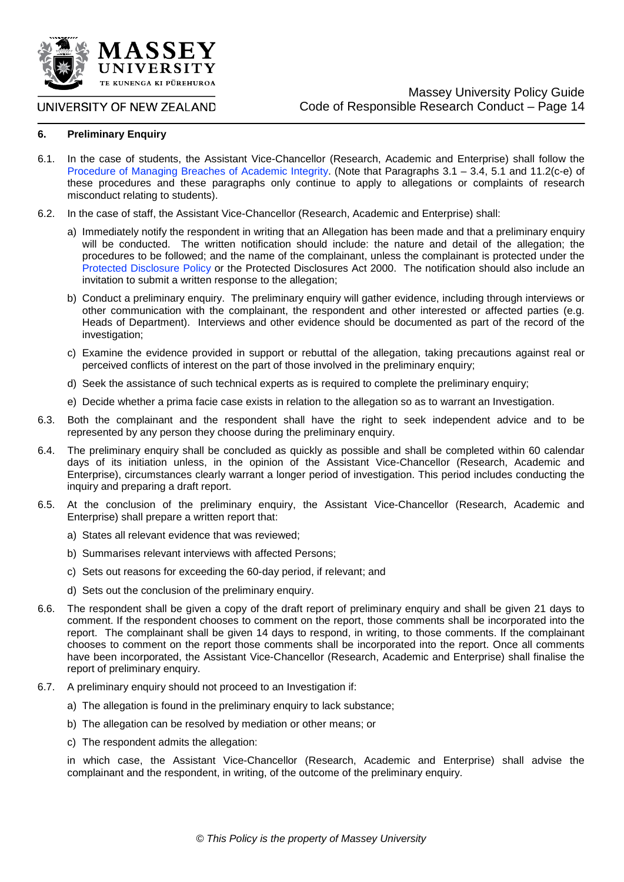## 6. Preliminary Enquiry

6.1. In the case of students, the Assistant Vice-Chancellor (Research, Academic and Enterprise) shall follow the Procedure of Managing Breaches of Academic Integrity. (Note that Paragraphs 3.1 – 3.4, 5.1 and 11.2(c-e) of these procedures and these paragraphs only continue to apply to allegations or complaints of research misconduct relating to students).

6.2. In the case of staff, the Assistant Vice-Chancellor (Research, Academic and Enterprise) shall:

a) Immediately notify the respondent in writing that an Allegation has been made and that a preliminary enquiry will be conducted. The written notification should include: the nature and detail of the allegation; the procedures to be followed; and the name of the complainant, unless the complainant is protected under the Protected Disclosure Policy or the Protected Disclosures Act 2000. The notification should also include an invitation to submit a written response to the allegation;

b) Conduct a preliminary enquiry. The preliminary enquiry will gather evidence, including through interviews or other communication with the complainant, the respondent and other interested or affected parties (e.g. Heads of Department). Interviews and other evidence should be documented as part of the record of the investigation;

c) Examine the evidence provided in support or rebuttal of the allegation, taking precautions against real or perceived conflicts of interest on the part of those involved in the preliminary enquiry;

d) Seek the assistance of such technical experts as is required to complete the preliminary enquiry;

e) Decide whether a prima facie case exists in relation to the allegation so as to warrant an Investigation.

6.3. Both the complainant and the respondent shall have the right to seek independent advice and to be represented by any person they choose during the preliminary enquiry.

6.4. The preliminary enquiry shall be concluded as quickly as possible and shall be completed within 60 calendar days of its initiation unless, in the opinion of the Assistant Vice-Chancellor (Research, Academic and Enterprise), circumstances clearly warrant a longer period of investigation. This period includes conducting the inquiry and preparing a draft report.

6.5. At the conclusion of the preliminary enquiry, the Assistant Vice-Chancellor (Research, Academic and Enterprise) shall prepare a written report that:

a) States all relevant evidence that was reviewed;

b) Summarises relevant interviews with affected Persons;

c) Sets out reasons for exceeding the 60-day period, if relevant; and

d) Sets out the conclusion of the preliminary enquiry.

6.6. The respondent shall be given a copy of the draft report of preliminary enquiry and shall be given 21 days to comment. If the respondent chooses to comment on the report, those comments shall be incorporated into the report. The complainant shall be given 14 days to respond, in writing, to those comments. If the complainant chooses to comment on the report those comments shall be incorporated into the report. Once all comments have been incorporated, the Assistant Vice-Chancellor (Research, Academic and Enterprise) shall finalise the report of preliminary enquiry.

6.7. A preliminary enquiry should not proceed to an Investigation if:

a) The allegation is found in the preliminary enquiry to lack substance;

b) The allegation can be resolved by mediation or other means; or

c) The respondent admits the allegation:

in which case, the Assistant Vice-Chancellor (Research, Academic and Enterprise) shall advise the complainant and the respondent, in writing, of the outcome of the preliminary enquiry.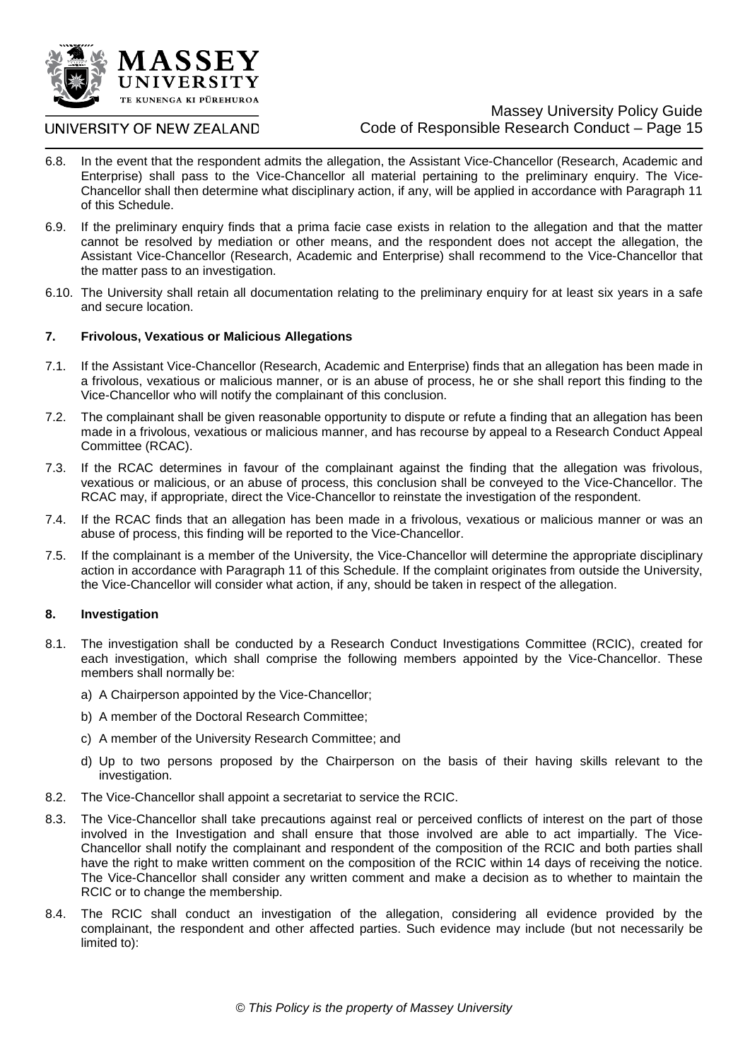6.8. In the event that the respondent admits the allegation, the Assistant Vice-Chancellor (Research, Academic and Enterprise) shall pass to the Vice-Chancellor all material pertaining to the preliminary enquiry. The Vice-Chancellor shall then determine what disciplinary action, if any, will be applied in accordance with Paragraph 11 of this Schedule.

6.9. If the preliminary enquiry finds that a prima facie case exists in relation to the allegation and that the matter cannot be resolved by mediation or other means, and the respondent does not accept the allegation, the Assistant Vice-Chancellor (Research, Academic and Enterprise) shall recommend to the Vice-Chancellor that the matter pass to an investigation.

6.10. The University shall retain all documentation relating to the preliminary enquiry for at least six years in a safe and secure location.

### 7. Frivolous, Vexatious or Malicious Allegations

7.1. If the Assistant Vice-Chancellor (Research, Academic and Enterprise) finds that an allegation has been made in a frivolous, vexatious or malicious manner, or is an abuse of process, he or she shall report this finding to the Vice-Chancellor who will notify the complainant of this conclusion.

7.2. The complainant shall be given reasonable opportunity to dispute or refute a finding that an allegation has been made in a frivolous, vexatious or malicious manner, and has recourse by appeal to a Research Conduct Appeal Committee (RCAC).

7.3. If the RCAC determines in favour of the complainant against the finding that the allegation was frivolous, vexatious or malicious, or an abuse of process, this conclusion shall be conveyed to the Vice-Chancellor. The RCAC may, if appropriate, direct the Vice-Chancellor to reinstate the investigation of the respondent.

7.4. If the RCAC finds that an allegation has been made in a frivolous, vexatious or malicious manner or was an abuse of process, this finding will be reported to the Vice-Chancellor.

7.5. If the complainant is a member of the University, the Vice-Chancellor will determine the appropriate disciplinary action in accordance with Paragraph 11 of this Schedule. If the complaint originates from outside the University, the Vice-Chancellor will consider what action, if any, should be taken in respect of the allegation.

### 8. Investigation

8.1. The investigation shall be conducted by a Research Conduct Investigations Committee (RCIC), created for each investigation, which shall comprise the following members appointed by the Vice-Chancellor. These members shall normally be:

a) A Chairperson appointed by the Vice-Chancellor;

b) A member of the Doctoral Research Committee;

c) A member of the University Research Committee; and

d) Up to two persons proposed by the Chairperson on the basis of their having skills relevant to the investigation.

8.2. The Vice-Chancellor shall appoint a secretariat to service the RCIC.

8.3. The Vice-Chancellor shall take precautions against real or perceived conflicts of interest on the part of those involved in the Investigation and shall ensure that those involved are able to act impartially. The Vice-Chancellor shall notify the complainant and respondent of the composition of the RCIC and both parties shall have the right to make written comment on the composition of the RCIC within 14 days of receiving the notice. The Vice-Chancellor shall consider any written comment and make a decision as to whether to maintain the RCIC or to change the membership.

8.4. The RCIC shall conduct an investigation of the allegation, considering all evidence provided by the complainant, the respondent and other affected parties. Such evidence may include (but not necessarily be limited to):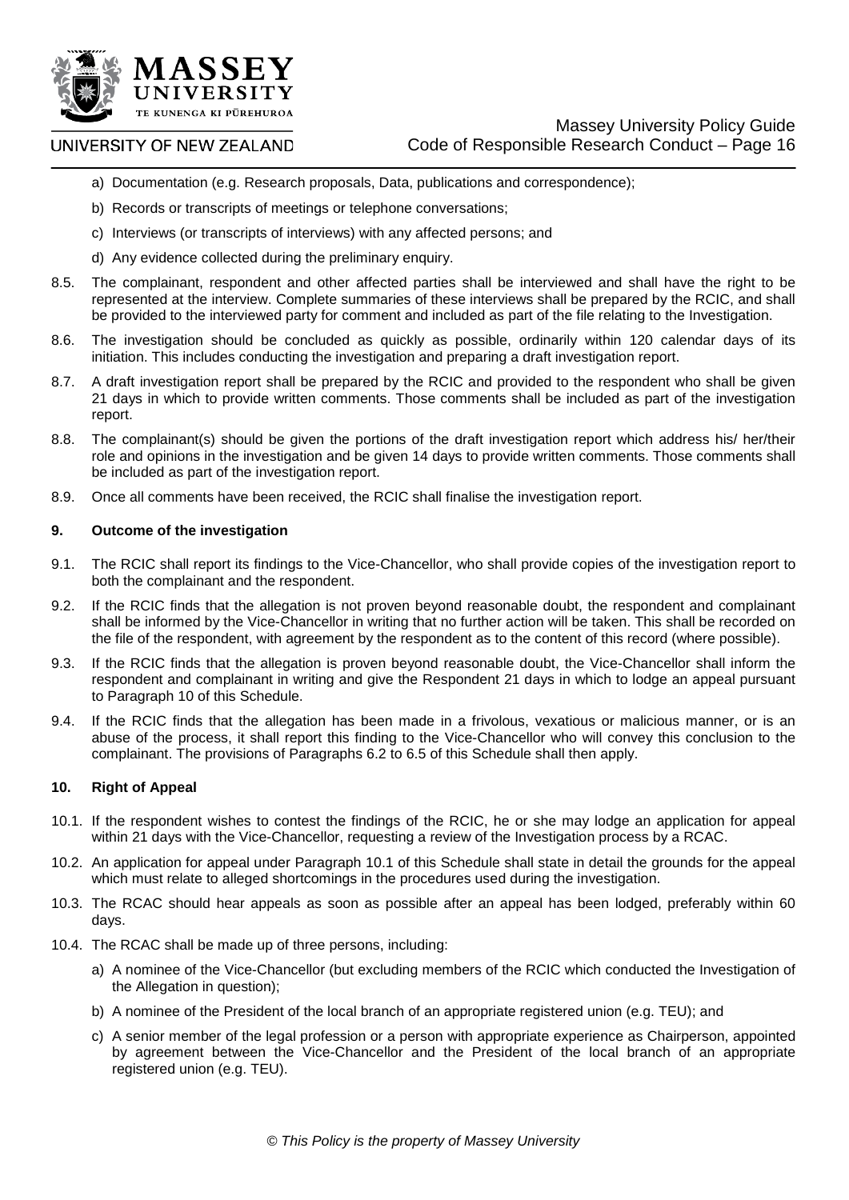a) Documentation (e.g. Research proposals, Data, publications and correspondence);

b) Records or transcripts of meetings or telephone conversations;

c) Interviews (or transcripts of interviews) with any affected persons; and

d) Any evidence collected during the preliminary enquiry.

8.5. The complainant, respondent and other affected parties shall be interviewed and shall have the right to be represented at the interview. Complete summaries of these interviews shall be prepared by the RCIC, and shall be provided to the interviewed party for comment and included as part of the file relating to the Investigation.

8.6. The investigation should be concluded as quickly as possible, ordinarily within 120 calendar days of its initiation. This includes conducting the investigation and preparing a draft investigation report.

8.7. A draft investigation report shall be prepared by the RCIC and provided to the respondent who shall be given 21 days in which to provide written comments. Those comments shall be included as part of the investigation report.

8.8. The complainant(s) should be given the portions of the draft investigation report which address his/ her/their role and opinions in the investigation and be given 14 days to provide written comments. Those comments shall be included as part of the investigation report.

8.9. Once all comments have been received, the RCIC shall finalise the investigation report.

### 9. Outcome of the investigation

9.1. The RCIC shall report its findings to the Vice-Chancellor, who shall provide copies of the investigation report to both the complainant and the respondent.

9.2. If the RCIC finds that the allegation is not proven beyond reasonable doubt, the respondent and complainant shall be informed by the Vice-Chancellor in writing that no further action will be taken. This shall be recorded on the file of the respondent, with agreement by the respondent as to the content of this record (where possible).

9.3. If the RCIC finds that the allegation is proven beyond reasonable doubt, the Vice-Chancellor shall inform the respondent and complainant in writing and give the Respondent 21 days in which to lodge an appeal pursuant to Paragraph 10 of this Schedule.

9.4. If the RCIC finds that the allegation has been made in a frivolous, vexatious or malicious manner, or is an abuse of the process, it shall report this finding to the Vice-Chancellor who will convey this conclusion to the complainant. The provisions of Paragraphs 6.2 to 6.5 of this Schedule shall then apply.

### 10. Right of Appeal

10.1. If the respondent wishes to contest the findings of the RCIC, he or she may lodge an application for appeal within 21 days with the Vice-Chancellor, requesting a review of the Investigation process by a RCAC.

10.2. An application for appeal under Paragraph 10.1 of this Schedule shall state in detail the grounds for the appeal which must relate to alleged shortcomings in the procedures used during the investigation.

10.3. The RCAC should hear appeals as soon as possible after an appeal has been lodged, preferably within 60 days.

10.4. The RCAC shall be made up of three persons, including:

a) A nominee of the Vice-Chancellor (but excluding members of the RCIC which conducted the Investigation of the Allegation in question);

b) A nominee of the President of the local branch of an appropriate registered union (e.g. TEU); and

c) A senior member of the legal profession or a person with appropriate experience as Chairperson, appointed by agreement between the Vice-Chancellor and the President of the local branch of an appropriate registered union (e.g. TEU).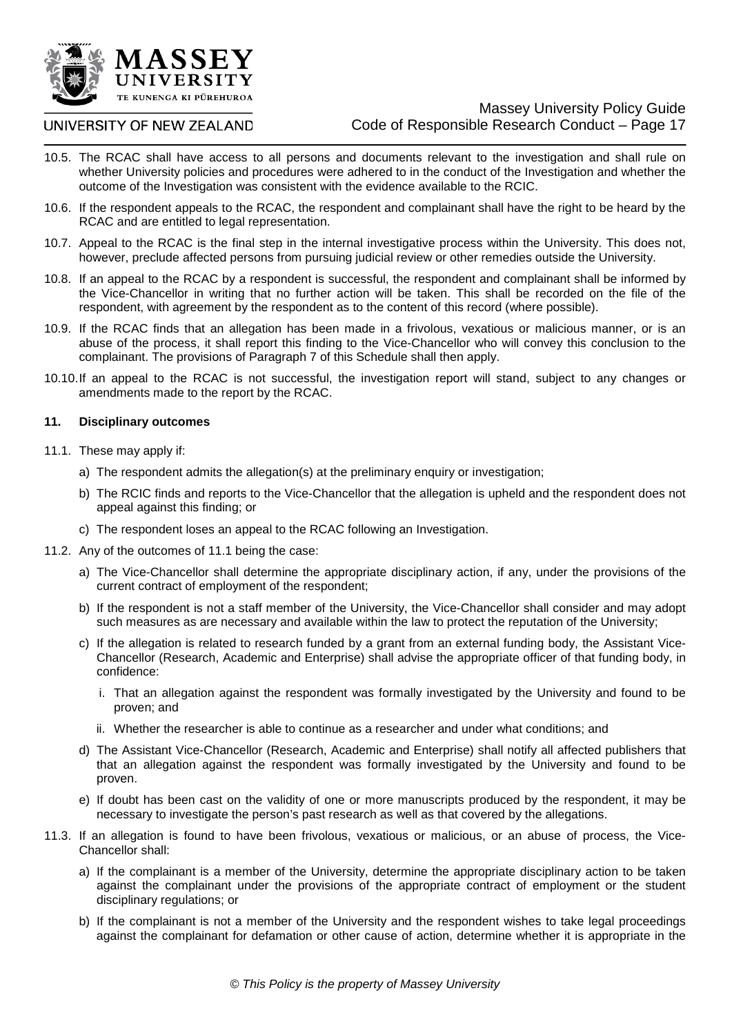10.5. The RCAC shall have access to all persons and documents relevant to the investigation and shall rule on whether University policies and procedures were adhered to in the conduct of the Investigation and whether the outcome of the Investigation was consistent with the evidence available to the RCIC.

10.6. If the respondent appeals to the RCAC, the respondent and complainant shall have the right to be heard by the RCAC and are entitled to legal representation.

10.7. Appeal to the RCAC is the final step in the internal investigative process within the University. This does not, however, preclude affected persons from pursuing judicial review or other remedies outside the University.

10.8. If an appeal to the RCAC by a respondent is successful, the respondent and complainant shall be informed by the Vice-Chancellor in writing that no further action will be taken. This shall be recorded on the file of the respondent, with agreement by the respondent as to the content of this record (where possible).

10.9. If the RCAC finds that an allegation has been made in a frivolous, vexatious or malicious manner, or is an abuse of the process, it shall report this finding to the Vice-Chancellor who will convey this conclusion to the complainant. The provisions of Paragraph 7 of this Schedule shall then apply.

10.10. If an appeal to the RCAC is not successful, the investigation report will stand, subject to any changes or amendments made to the report by the RCAC.

**11. Disciplinary outcomes**

11.1. These may apply if:

a) The respondent admits the allegation(s) at the preliminary enquiry or investigation;

b) The RCIC finds and reports to the Vice-Chancellor that the allegation is upheld and the respondent does not appeal against this finding; or

c) The respondent loses an appeal to the RCAC following an Investigation.

11.2. Any of the outcomes of 11.1 being the case:

a) The Vice-Chancellor shall determine the appropriate disciplinary action, if any, under the provisions of the current contract of employment of the respondent;

b) If the respondent is not a staff member of the University, the Vice-Chancellor shall consider and may adopt such measures as are necessary and available within the law to protect the reputation of the University;

c) If the allegation is related to research funded by a grant from an external funding body, the Assistant Vice-Chancellor (Research, Academic and Enterprise) shall advise the appropriate officer of that funding body, in confidence:

i. That an allegation against the respondent was formally investigated by the University and found to be proven; and

ii. Whether the researcher is able to continue as a researcher and under what conditions; and

d) The Assistant Vice-Chancellor (Research, Academic and Enterprise) shall notify all affected publishers that that an allegation against the respondent was formally investigated by the University and found to be proven.

e) If doubt has been cast on the validity of one or more manuscripts produced by the respondent, it may be necessary to investigate the person's past research as well as that covered by the allegations.

11.3. If an allegation is found to have been frivolous, vexatious or malicious, or an abuse of process, the Vice-Chancellor shall:

a) If the complainant is a member of the University, determine the appropriate disciplinary action to be taken against the complainant under the provisions of the appropriate contract of employment or the student disciplinary regulations; or

b) If the complainant is not a member of the University and the respondent wishes to take legal proceedings against the complainant for defamation or other cause of action, determine whether it is appropriate in the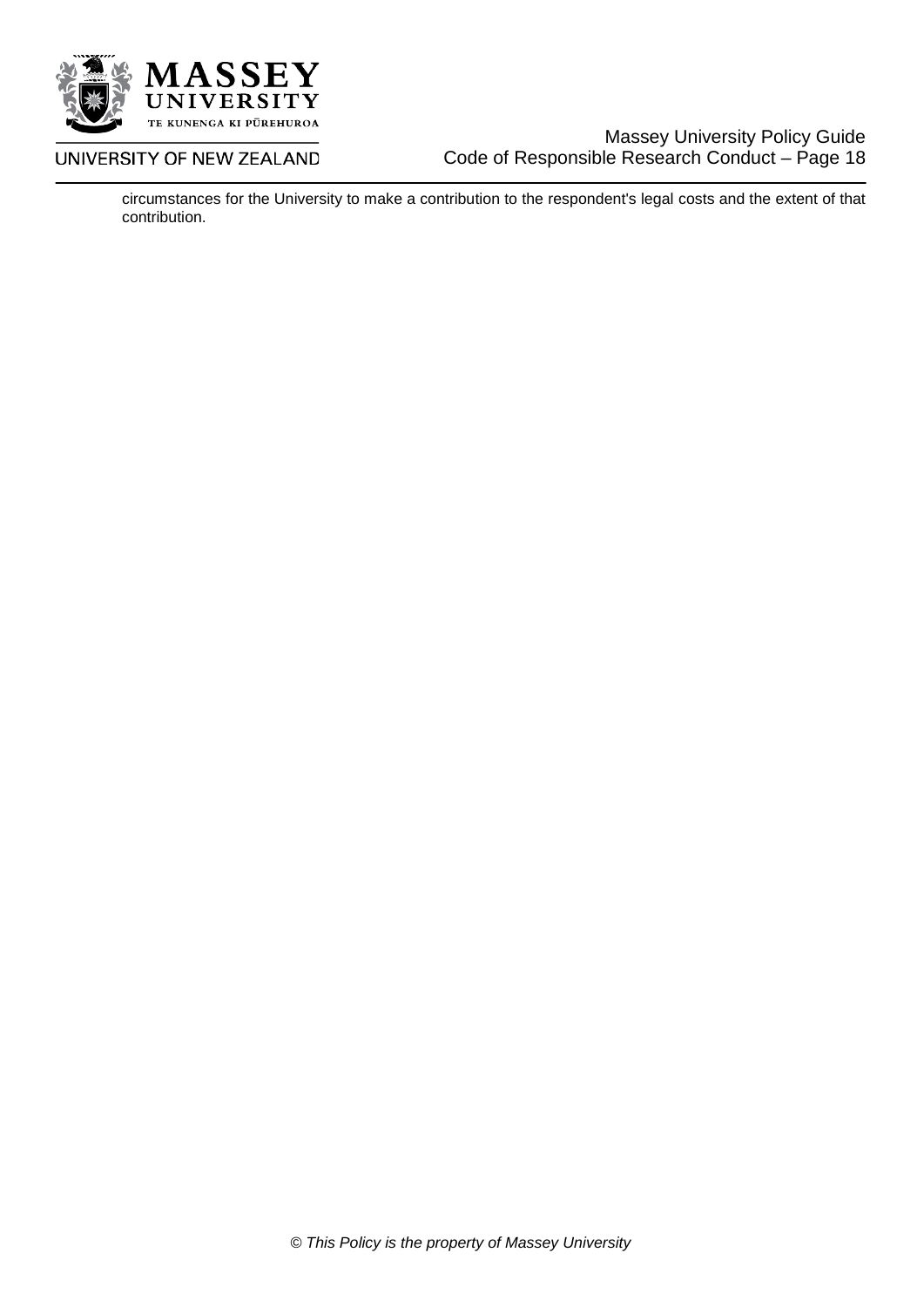circumstances for the University to make a contribution to the respondent's legal costs and the extent of that contribution.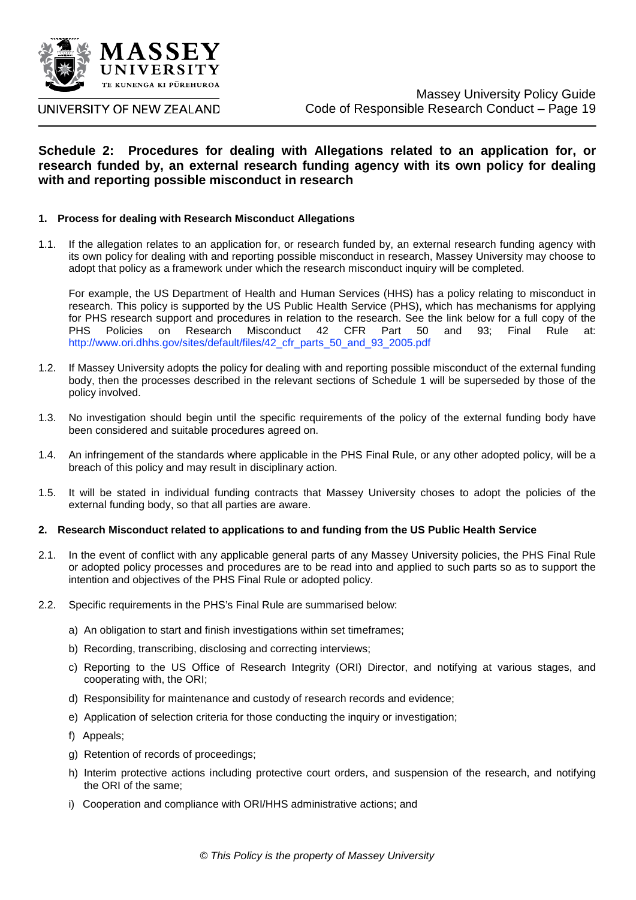## Schedule 2: Procedures for dealing with Allegations related to an application for, or research funded by, an external research funding agency with its own policy for dealing with and reporting possible misconduct in research

### 1. Process for dealing with Research Misconduct Allegations

1.1. If the allegation relates to an application for, or research funded by, an external research funding agency with its own policy for dealing with and reporting possible misconduct in research, Massey University may choose to adopt that policy as a framework under which the research misconduct inquiry will be completed.

For example, the US Department of Health and Human Services (HHS) has a policy relating to misconduct in research. This policy is supported by the US Public Health Service (PHS), which has mechanisms for applying for PHS research support and procedures in relation to the research. See the link below for a full copy of the PHS Policies on Research Misconduct 42 CFR Part 50 and 93; Final Rule at: http://www.ori.dhhs.gov/sites/default/files/42_cfr_parts_50_and_93_2005.pdf

1.2. If Massey University adopts the policy for dealing with and reporting possible misconduct of the external funding body, then the processes described in the relevant sections of Schedule 1 will be superseded by those of the policy involved.

1.3. No investigation should begin until the specific requirements of the policy of the external funding body have been considered and suitable procedures agreed on.

1.4. An infringement of the standards where applicable in the PHS Final Rule, or any other adopted policy, will be a breach of this policy and may result in disciplinary action.

1.5. It will be stated in individual funding contracts that Massey University choses to adopt the policies of the external funding body, so that all parties are aware.

### 2. Research Misconduct related to applications to and funding from the US Public Health Service

2.1. In the event of conflict with any applicable general parts of any Massey University policies, the PHS Final Rule or adopted policy processes and procedures are to be read into and applied to such parts so as to support the intention and objectives of the PHS Final Rule or adopted policy.

2.2. Specific requirements in the PHS's Final Rule are summarised below:

a) An obligation to start and finish investigations within set timeframes;

b) Recording, transcribing, disclosing and correcting interviews;

c) Reporting to the US Office of Research Integrity (ORI) Director, and notifying at various stages, and cooperating with, the ORI;

d) Responsibility for maintenance and custody of research records and evidence;

e) Application of selection criteria for those conducting the inquiry or investigation;

f) Appeals;

g) Retention of records of proceedings;

h) Interim protective actions including protective court orders, and suspension of the research, and notifying the ORI of the same;

i) Cooperation and compliance with ORI/HHS administrative actions; and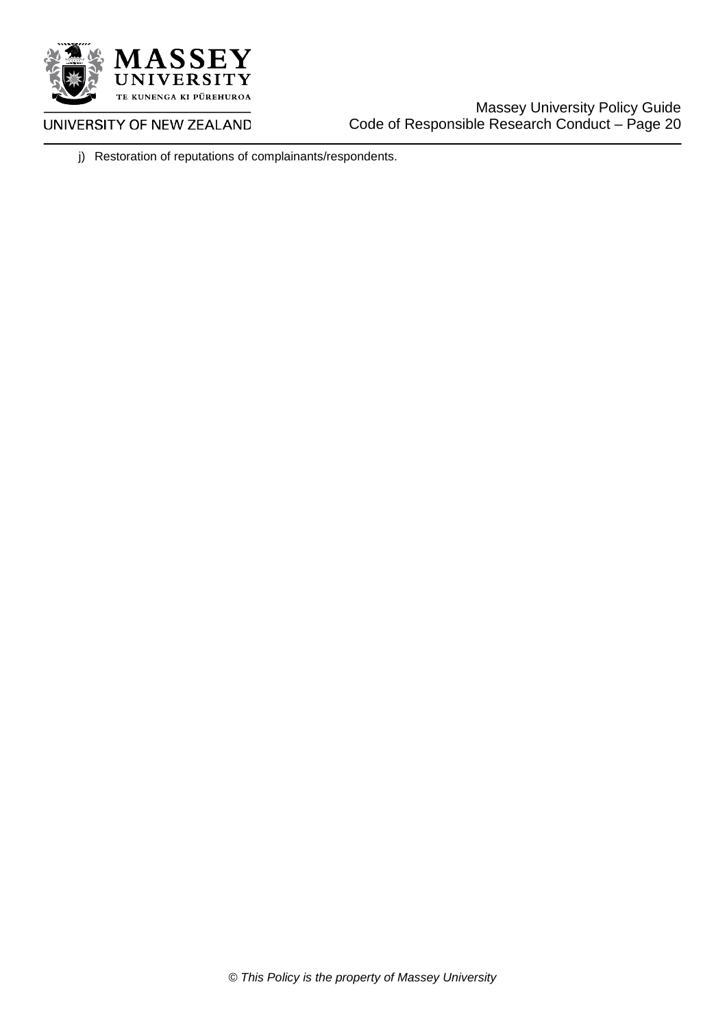j) Restoration of reputations of complainants/respondents.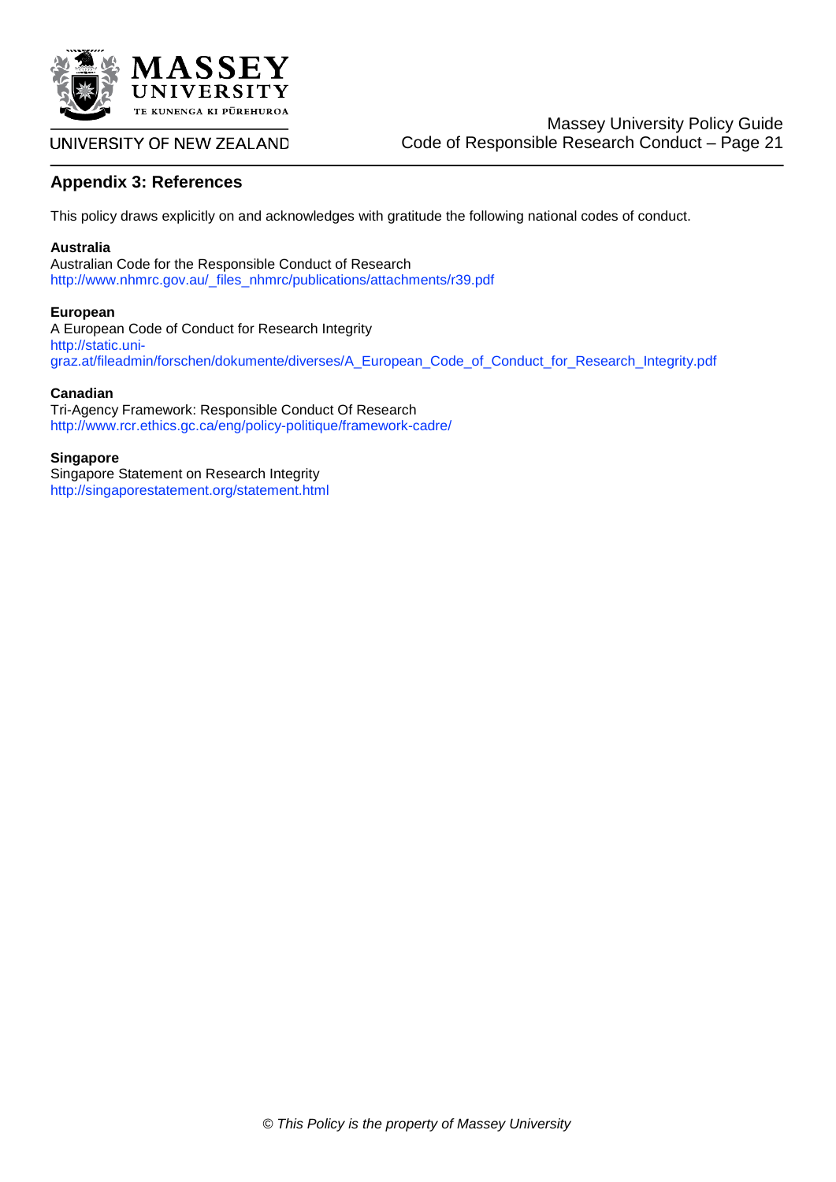## Appendix 3: References

This policy draws explicitly on and acknowledges with gratitude the following national codes of conduct.

**Australia**
Australian Code for the Responsible Conduct of Research
http://www.nhmrc.gov.au/_files_nhmrc/publications/attachments/r39.pdf

**European**
A European Code of Conduct for Research Integrity
http://static.uni-graz.at/fileadmin/forschen/dokumente/diverses/A_European_Code_of_Conduct_for_Research_Integrity.pdf

**Canadian**
Tri-Agency Framework: Responsible Conduct Of Research
http://www.rcr.ethics.gc.ca/eng/policy-politique/framework-cadre/

**Singapore**
Singapore Statement on Research Integrity
http://singaporestatement.org/statement.html